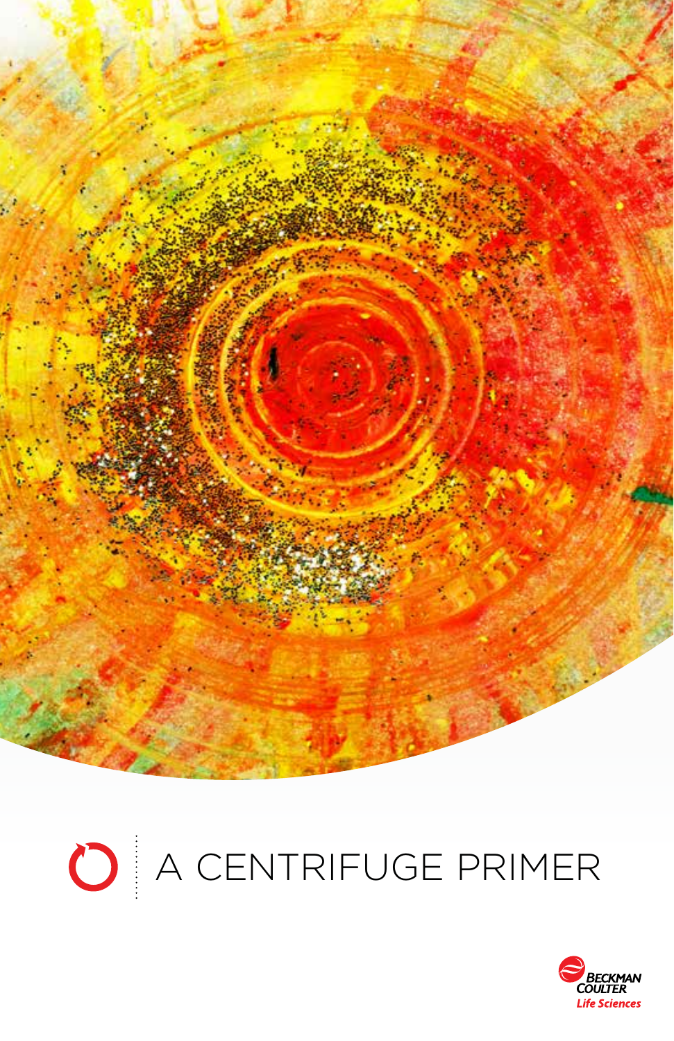# A CENTRIFUGE PRIMER

BECKMAN COULTER

Life Sciences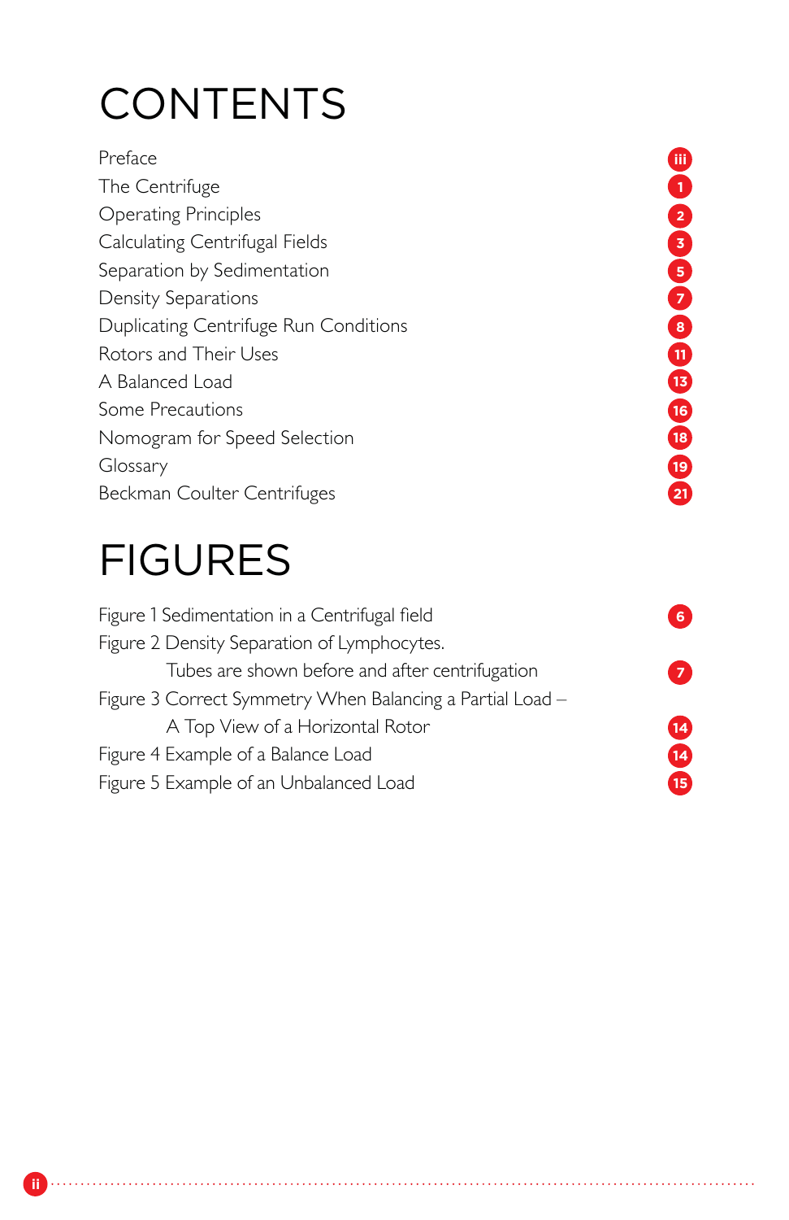# CONTENTS

| | |
|---|---|
| Preface | iii |
| The Centrifuge | 1 |
| Operating Principles | 2 |
| Calculating Centrifugal Fields | 3 |
| Separation by Sedimentation | 5 |
| Density Separations | 7 |
| Duplicating Centrifuge Run Conditions | 8 |
| Rotors and Their Uses | 11 |
| A Balanced Load | 13 |
| Some Precautions | 16 |
| Nomogram for Speed Selection | 18 |
| Glossary | 19 |
| Beckman Coulter Centrifuges | 21 |

# FIGURES

| | |
|---|---|
| Figure 1 Sedimentation in a Centrifugal field | 6 |
| Figure 2 Density Separation of Lymphocytes. Tubes are shown before and after centrifugation | 7 |
| Figure 3 Correct Symmetry When Balancing a Partial Load – A Top View of a Horizontal Rotor | 14 |
| Figure 4 Example of a Balance Load | 14 |
| Figure 5 Example of an Unbalanced Load | 15 |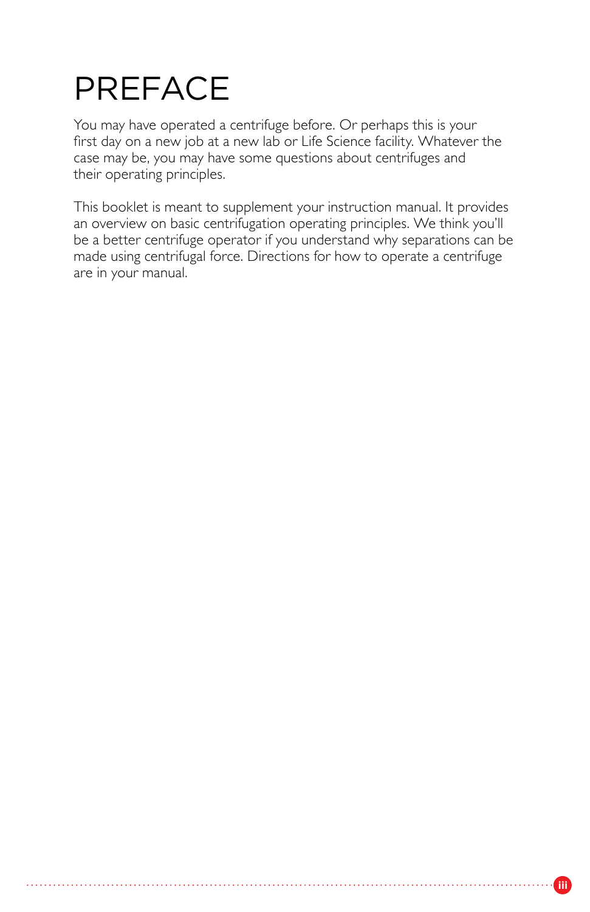# PREFACE

You may have operated a centrifuge before. Or perhaps this is your first day on a new job at a new lab or Life Science facility. Whatever the case may be, you may have some questions about centrifuges and their operating principles.

This booklet is meant to supplement your instruction manual. It provides an overview on basic centrifugation operating principles. We think you'll be a better centrifuge operator if you understand why separations can be made using centrifugal force. Directions for how to operate a centrifuge are in your manual.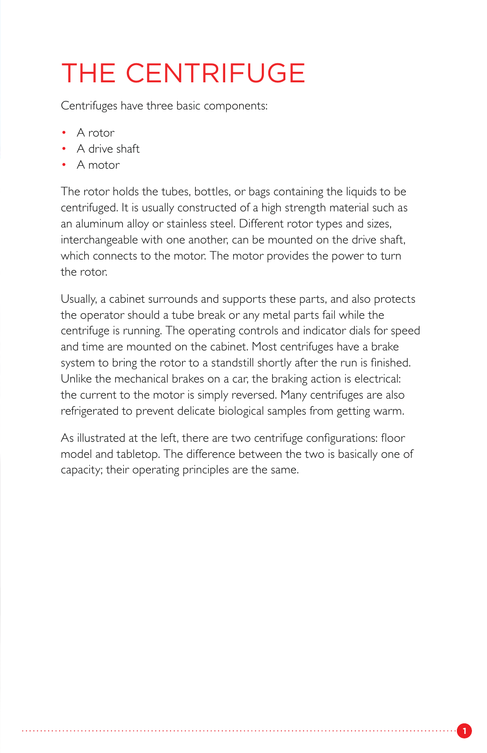# THE CENTRIFUGE

Centrifuges have three basic components:

- A rotor
- A drive shaft
- A motor

The rotor holds the tubes, bottles, or bags containing the liquids to be centrifuged. It is usually constructed of a high strength material such as an aluminum alloy or stainless steel. Different rotor types and sizes, interchangeable with one another, can be mounted on the drive shaft, which connects to the motor. The motor provides the power to turn the rotor.

Usually, a cabinet surrounds and supports these parts, and also protects the operator should a tube break or any metal parts fail while the centrifuge is running. The operating controls and indicator dials for speed and time are mounted on the cabinet. Most centrifuges have a brake system to bring the rotor to a standstill shortly after the run is finished. Unlike the mechanical brakes on a car, the braking action is electrical: the current to the motor is simply reversed. Many centrifuges are also refrigerated to prevent delicate biological samples from getting warm.

As illustrated at the left, there are two centrifuge configurations: floor model and tabletop. The difference between the two is basically one of capacity; their operating principles are the same.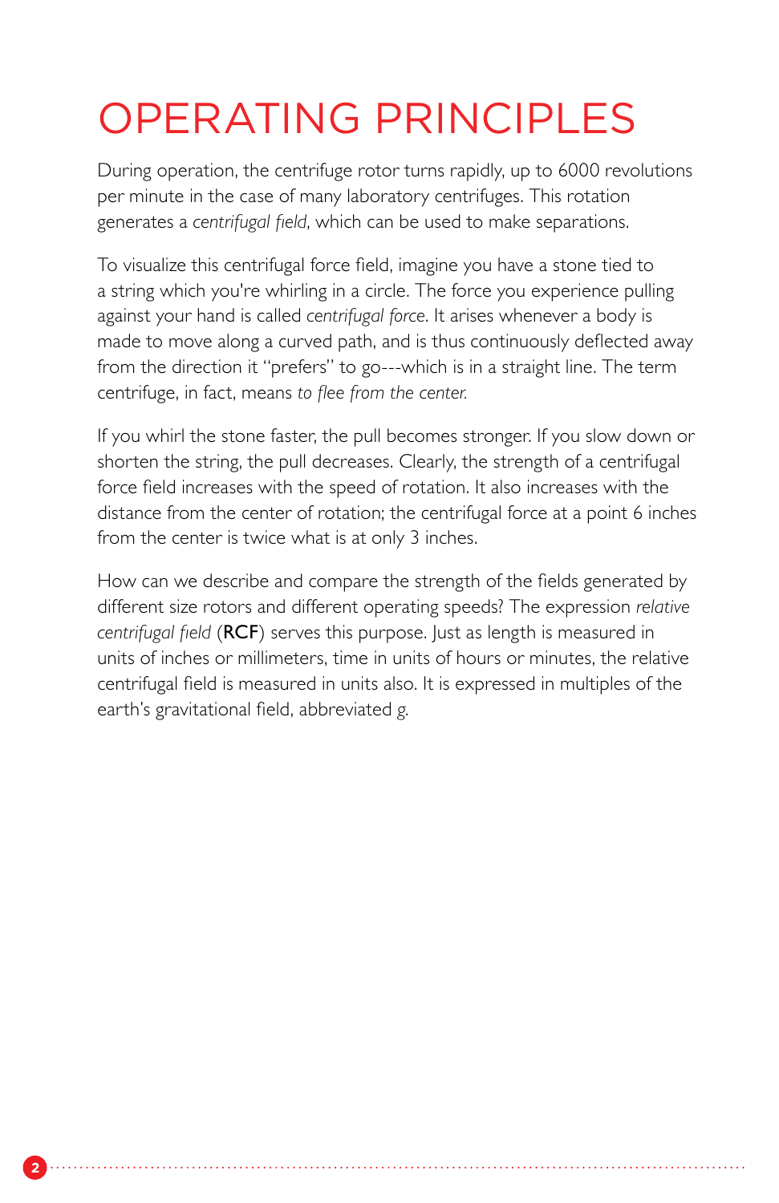# OPERATING PRINCIPLES

During operation, the centrifuge rotor turns rapidly, up to 6000 revolutions per minute in the case of many laboratory centrifuges. This rotation generates a *centrifugal field*, which can be used to make separations.

To visualize this centrifugal force field, imagine you have a stone tied to a string which you're whirling in a circle. The force you experience pulling against your hand is called *centrifugal force*. It arises whenever a body is made to move along a curved path, and is thus continuously deflected away from the direction it "prefers" to go---which is in a straight line. The term centrifuge, in fact, means *to flee from the center.*

If you whirl the stone faster, the pull becomes stronger. If you slow down or shorten the string, the pull decreases. Clearly, the strength of a centrifugal force field increases with the speed of rotation. It also increases with the distance from the center of rotation; the centrifugal force at a point 6 inches from the center is twice what is at only 3 inches.

How can we describe and compare the strength of the fields generated by different size rotors and different operating speeds? The expression *relative centrifugal field* (**RCF**) serves this purpose. Just as length is measured in units of inches or millimeters, time in units of hours or minutes, the relative centrifugal field is measured in units also. It is expressed in multiples of the earth's gravitational field, abbreviated *g*.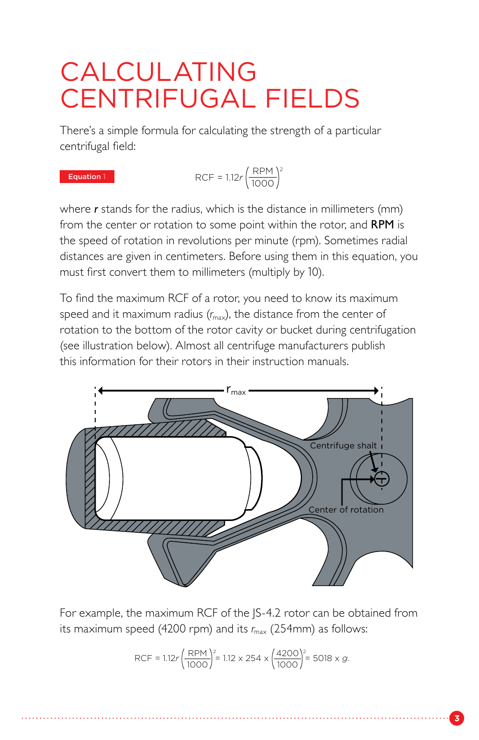# CALCULATING CENTRIFUGAL FIELDS

There's a simple formula for calculating the strength of a particular centrifugal field:

**Equation 1**

$$RCF = 1.12r\left(\frac{RPM}{1000}\right)^2$$

where ***r*** stands for the radius, which is the distance in millimeters (mm) from the center or rotation to some point within the rotor, and **RPM** is the speed of rotation in revolutions per minute (rpm). Sometimes radial distances are given in centimeters. Before using them in this equation, you must first convert them to millimeters (multiply by 10).

To find the maximum RCF of a rotor, you need to know its maximum speed and it maximum radius ($r_{max}$), the distance from the center of rotation to the bottom of the rotor cavity or bucket during centrifugation (see illustration below). Almost all centrifuge manufacturers publish this information for their rotors in their instruction manuals.

For example, the maximum RCF of the JS-4.2 rotor can be obtained from its maximum speed (4200 rpm) and its $r_{max}$ (254mm) as follows:

$$RCF = 1.12r\left(\frac{RPM}{1000}\right)^2 = 1.12 \times 254 \times \left(\frac{4200}{1000}\right)^2 = 5018 \times g.$$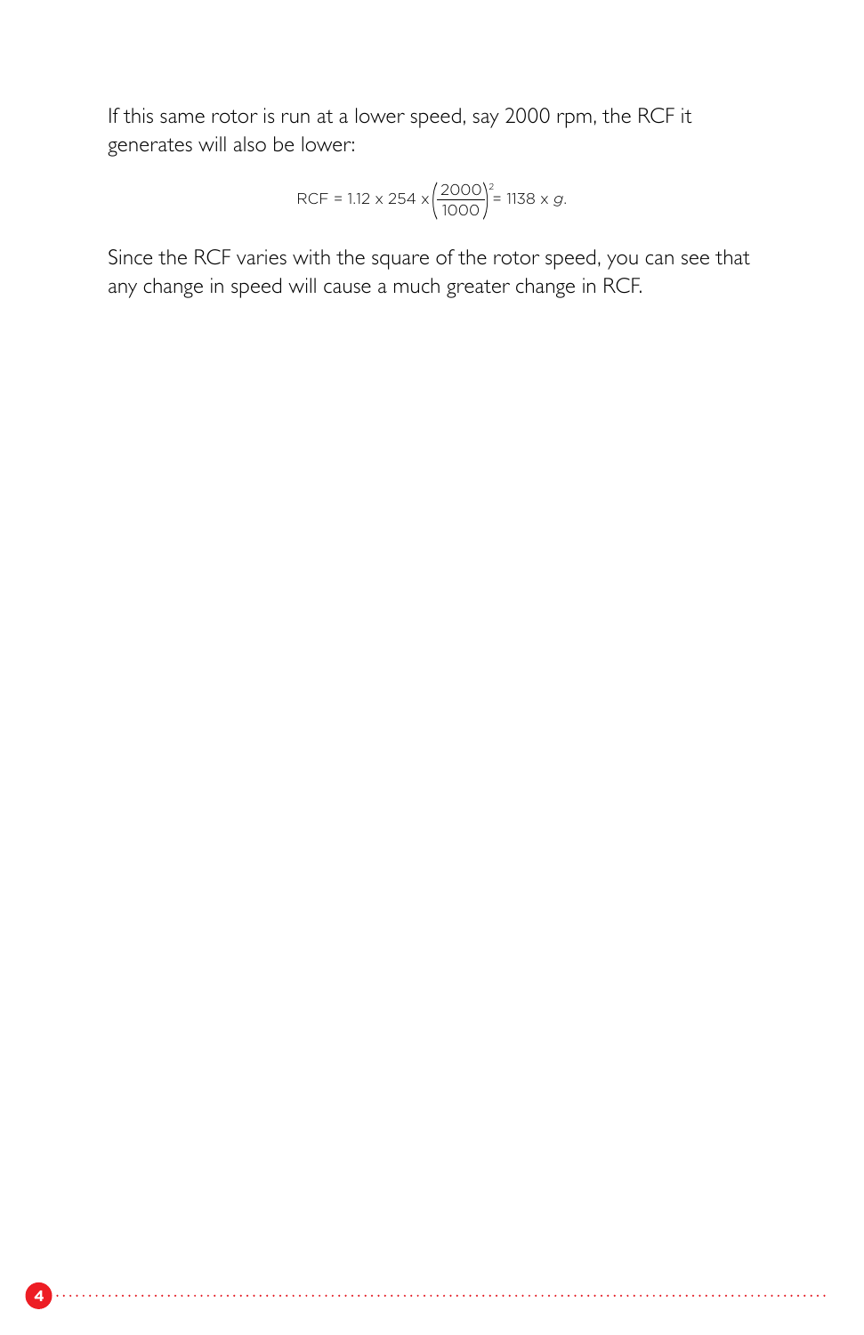If this same rotor is run at a lower speed, say 2000 rpm, the RCF it generates will also be lower:

$$\text{RCF} = 1.12 \times 254 \times \left(\frac{2000}{1000}\right)^2 = 1138 \times g.$$

Since the RCF varies with the square of the rotor speed, you can see that any change in speed will cause a much greater change in RCF.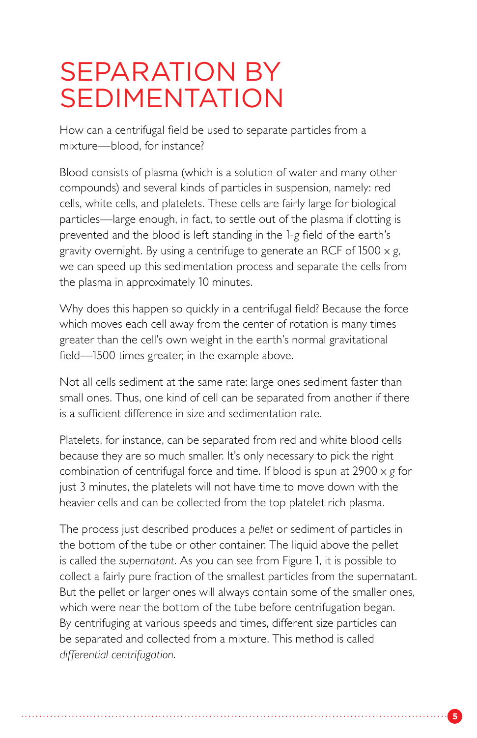# SEPARATION BY SEDIMENTATION

How can a centrifugal field be used to separate particles from a mixture—blood, for instance?

Blood consists of plasma (which is a solution of water and many other compounds) and several kinds of particles in suspension, namely: red cells, white cells, and platelets. These cells are fairly large for biological particles—large enough, in fact, to settle out of the plasma if clotting is prevented and the blood is left standing in the 1-*g* field of the earth's gravity overnight. By using a centrifuge to generate an RCF of 1500 × *g*, we can speed up this sedimentation process and separate the cells from the plasma in approximately 10 minutes.

Why does this happen so quickly in a centrifugal field? Because the force which moves each cell away from the center of rotation is many times greater than the cell's own weight in the earth's normal gravitational field—1500 times greater, in the example above.

Not all cells sediment at the same rate: large ones sediment faster than small ones. Thus, one kind of cell can be separated from another if there is a sufficient difference in size and sedimentation rate.

Platelets, for instance, can be separated from red and white blood cells because they are so much smaller. It's only necessary to pick the right combination of centrifugal force and time. If blood is spun at 2900 × *g* for just 3 minutes, the platelets will not have time to move down with the heavier cells and can be collected from the top platelet rich plasma.

The process just described produces a *pellet* or sediment of particles in the bottom of the tube or other container. The liquid above the pellet is called the *supernatant*. As you can see from Figure 1, it is possible to collect a fairly pure fraction of the smallest particles from the supernatant. But the pellet or larger ones will always contain some of the smaller ones, which were near the bottom of the tube before centrifugation began. By centrifuging at various speeds and times, different size particles can be separated and collected from a mixture. This method is called *differential centrifugation*.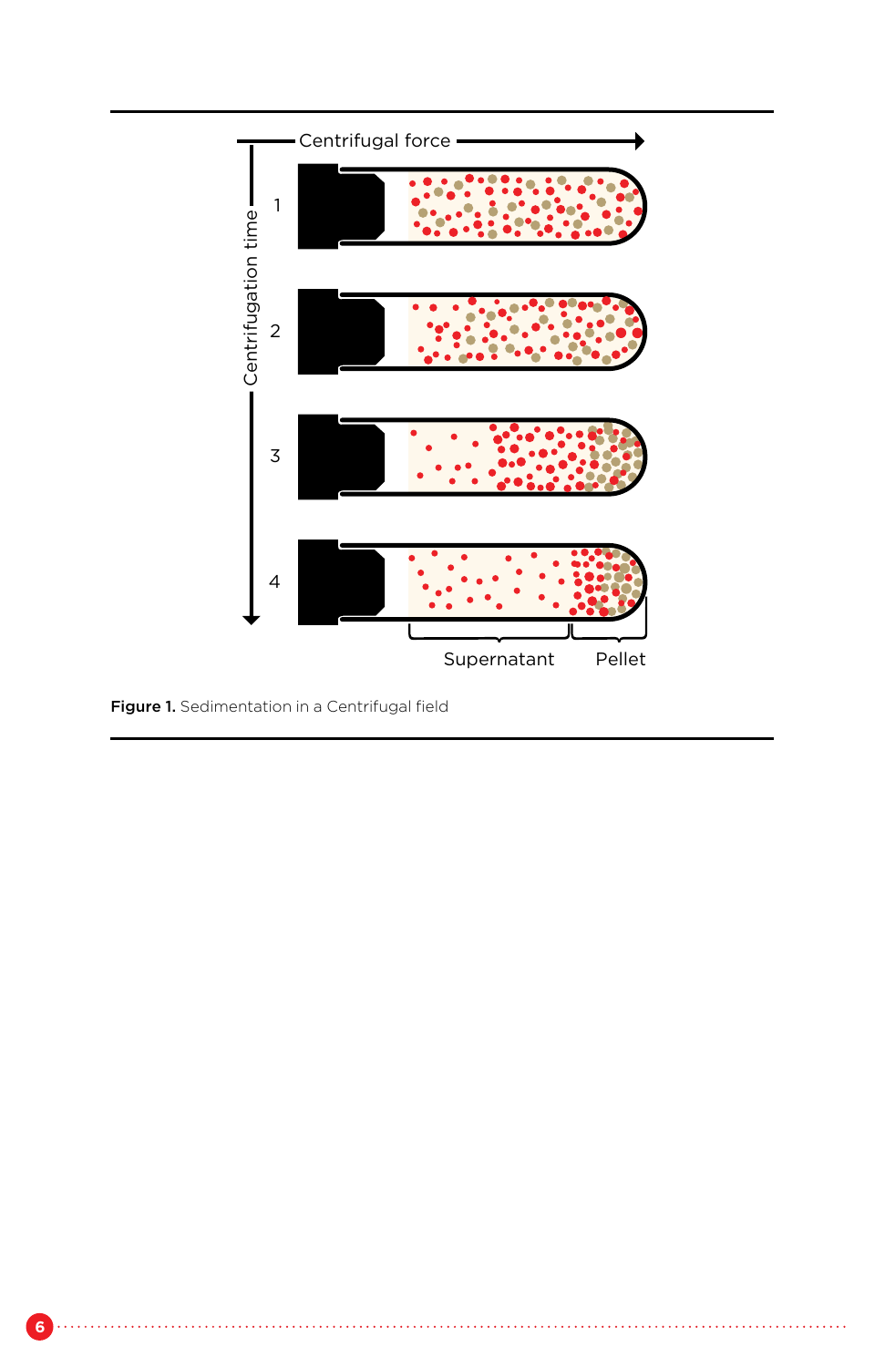**Figure 1.** Sedimentation in a Centrifugal field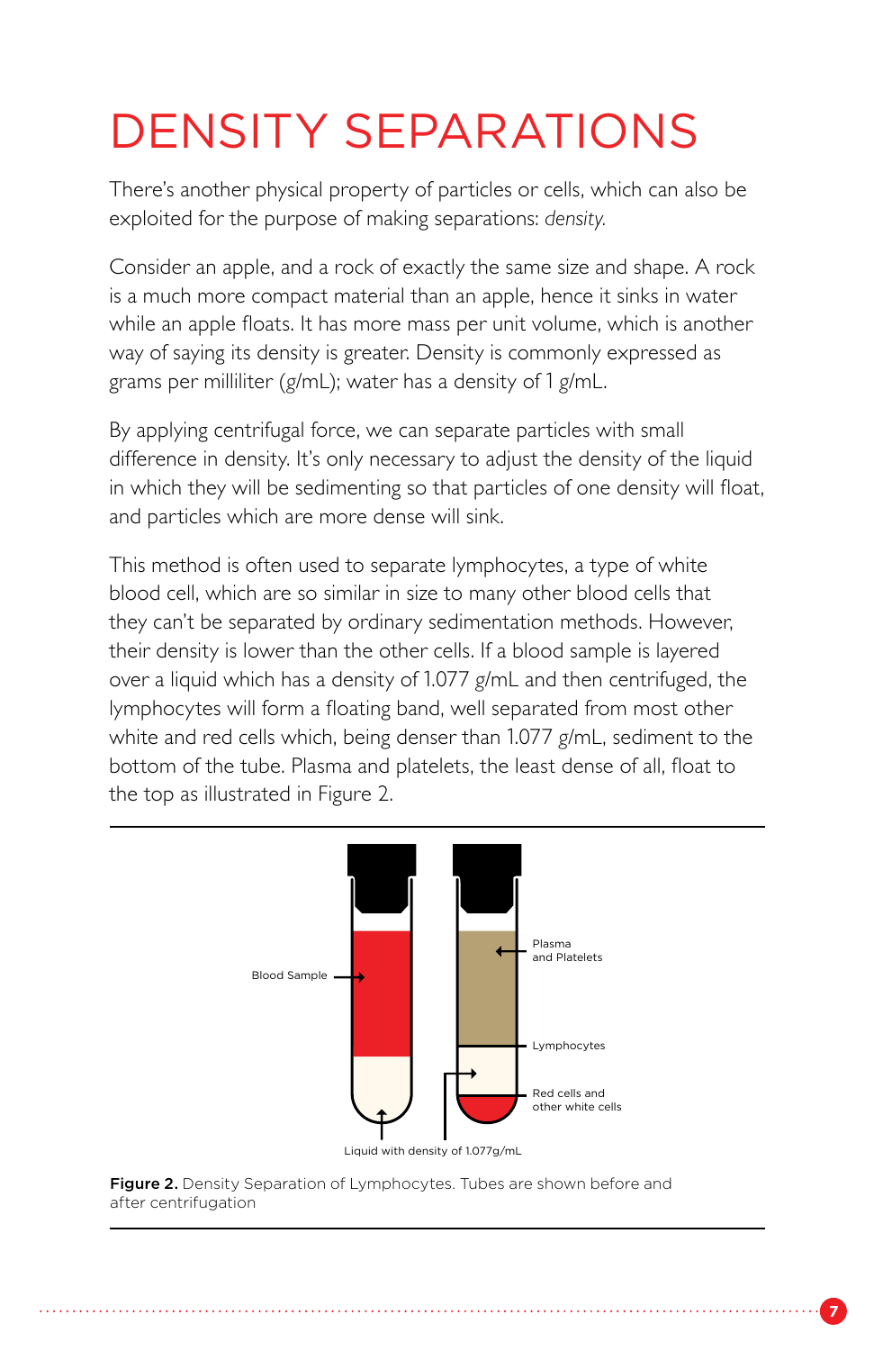# DENSITY SEPARATIONS

There's another physical property of particles or cells, which can also be exploited for the purpose of making separations: *density*.

Consider an apple, and a rock of exactly the same size and shape. A rock is a much more compact material than an apple, hence it sinks in water while an apple floats. It has more mass per unit volume, which is another way of saying its density is greater. Density is commonly expressed as grams per milliliter (g/mL); water has a density of 1 g/mL.

By applying centrifugal force, we can separate particles with small difference in density. It's only necessary to adjust the density of the liquid in which they will be sedimenting so that particles of one density will float, and particles which are more dense will sink.

This method is often used to separate lymphocytes, a type of white blood cell, which are so similar in size to many other blood cells that they can't be separated by ordinary sedimentation methods. However, their density is lower than the other cells. If a blood sample is layered over a liquid which has a density of 1.077 g/mL and then centrifuged, the lymphocytes will form a floating band, well separated from most other white and red cells which, being denser than 1.077 g/mL, sediment to the bottom of the tube. Plasma and platelets, the least dense of all, float to the top as illustrated in Figure 2.

Blood Sample

Plasma and Platelets

Lymphocytes

Red cells and other white cells

Liquid with density of 1.077g/mL

**Figure 2.** Density Separation of Lymphocytes. Tubes are shown before and after centrifugation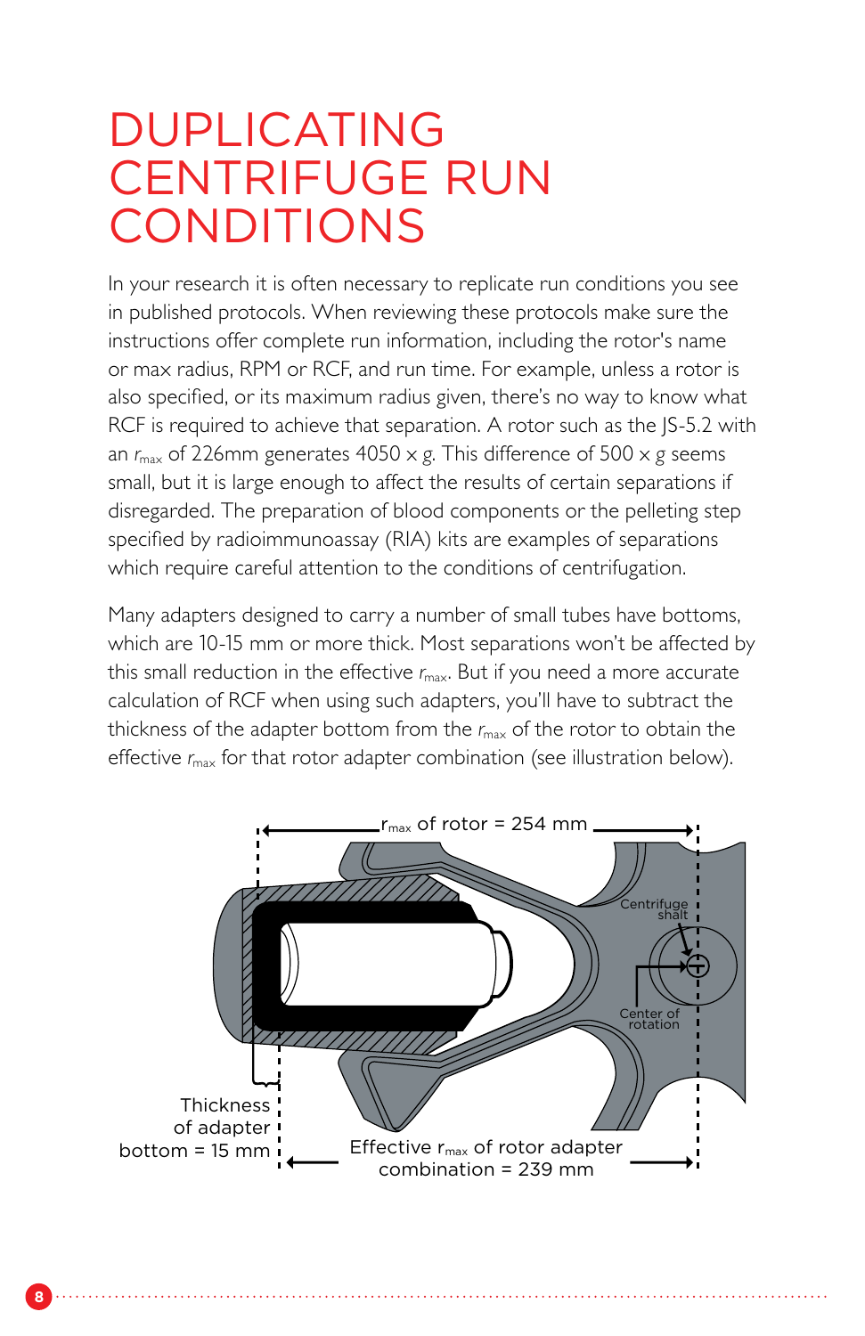# DUPLICATING CENTRIFUGE RUN CONDITIONS

In your research it is often necessary to replicate run conditions you see in published protocols. When reviewing these protocols make sure the instructions offer complete run information, including the rotor's name or max radius, RPM or RCF, and run time. For example, unless a rotor is also specified, or its maximum radius given, there's no way to know what RCF is required to achieve that separation. A rotor such as the JS-5.2 with an $r_{max}$ of 226mm generates 4050 x *g*. This difference of 500 x g seems small, but it is large enough to affect the results of certain separations if disregarded. The preparation of blood components or the pelleting step specified by radioimmunoassay (RIA) kits are examples of separations which require careful attention to the conditions of centrifugation.

Many adapters designed to carry a number of small tubes have bottoms, which are 10-15 mm or more thick. Most separations won't be affected by this small reduction in the effective $r_{max}$. But if you need a more accurate calculation of RCF when using such adapters, you'll have to subtract the thickness of the adapter bottom from the $r_{max}$ of the rotor to obtain the effective $r_{max}$ for that rotor adapter combination (see illustration below).

$r_{max}$ of rotor = 254 mm

Centrifuge shaft

Center of rotation

Thickness of adapter bottom = 15 mm

Effective $r_{max}$ of rotor adapter combination = 239 mm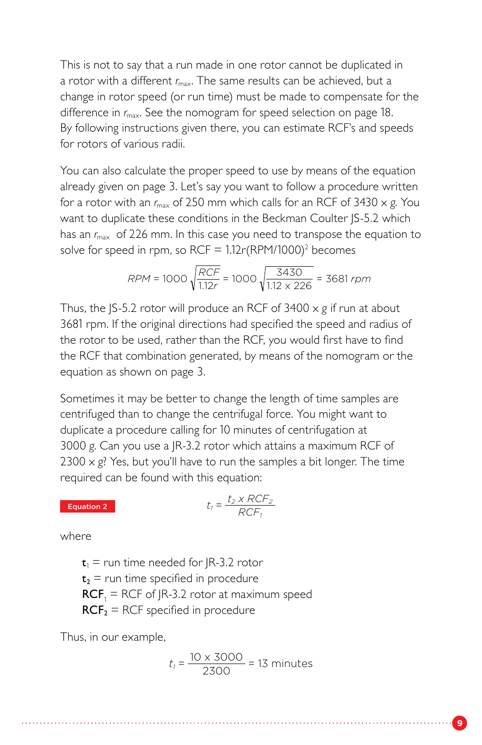This is not to say that a run made in one rotor cannot be duplicated in a rotor with a different $r_{max}$. The same results can be achieved, but a change in rotor speed (or run time) must be made to compensate for the difference in $r_{max}$. See the nomogram for speed selection on page 18. By following instructions given there, you can estimate RCF's and speeds for rotors of various radii.

You can also calculate the proper speed to use by means of the equation already given on page 3. Let's say you want to follow a procedure written for a rotor with an $r_{max}$ of 250 mm which calls for an RCF of 3430 × *g*. You want to duplicate these conditions in the Beckman Coulter JS-5.2 which has an $r_{max}$ of 226 mm. In this case you need to transpose the equation to solve for speed in rpm, so RCF = $1.12r(\text{RPM}/1000)^2$ becomes

$$RPM = 1000\sqrt{\frac{RCF}{1.12r}} = 1000\sqrt{\frac{3430}{1.12 \times 226}} = 3681 \; rpm$$

Thus, the JS-5.2 rotor will produce an RCF of 3400 × *g* if run at about 3681 rpm. If the original directions had specified the speed and radius of the rotor to be used, rather than the RCF, you would first have to find the RCF that combination generated, by means of the nomogram or the equation as shown on page 3.

Sometimes it may be better to change the length of time samples are centrifuged than to change the centrifugal force. You might want to duplicate a procedure calling for 10 minutes of centrifugation at 3000 *g*. Can you use a JR-3.2 rotor which attains a maximum RCF of 2300 × *g*? Yes, but you'll have to run the samples a bit longer. The time required can be found with this equation:

**Equation 2**

$$t_1 = \frac{t_2 \times RCF_2}{RCF_1}$$

where

- $\mathbf{t_1}$ = run time needed for JR-3.2 rotor
- $\mathbf{t_2}$ = run time specified in procedure
- $\mathbf{RCF_1}$ = RCF of JR-3.2 rotor at maximum speed
- $\mathbf{RCF_2}$ = RCF specified in procedure

Thus, in our example,

$$t_1 = \frac{10 \times 3000}{2300} = 13 \text{ minutes}$$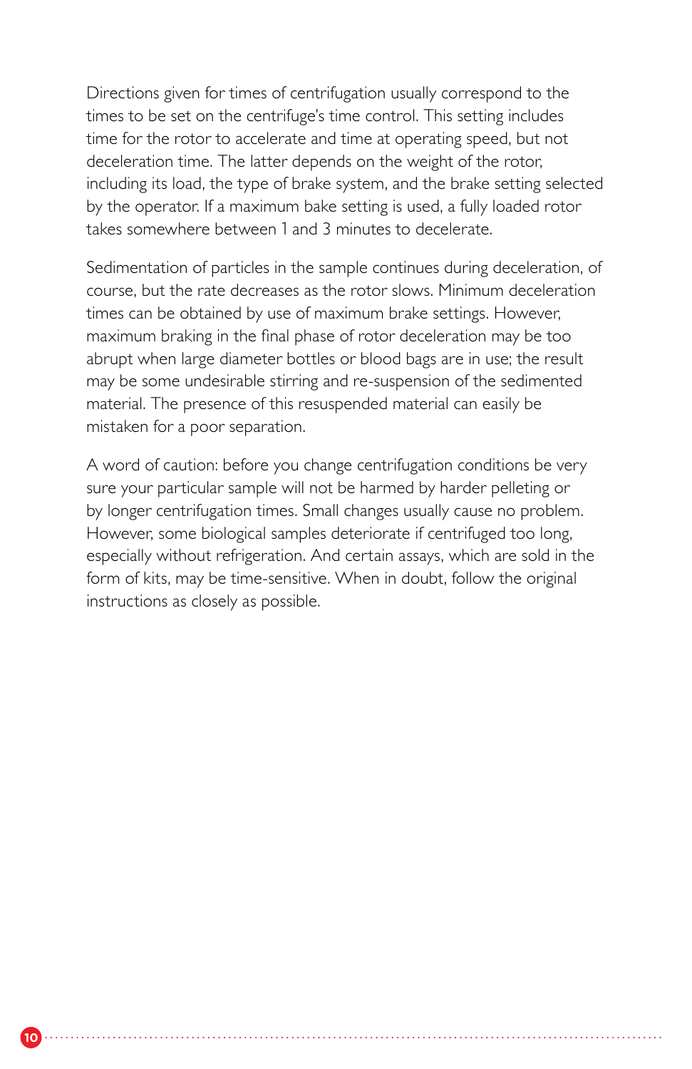Directions given for times of centrifugation usually correspond to the times to be set on the centrifuge's time control. This setting includes time for the rotor to accelerate and time at operating speed, but not deceleration time. The latter depends on the weight of the rotor, including its load, the type of brake system, and the brake setting selected by the operator. If a maximum bake setting is used, a fully loaded rotor takes somewhere between 1 and 3 minutes to decelerate.

Sedimentation of particles in the sample continues during deceleration, of course, but the rate decreases as the rotor slows. Minimum deceleration times can be obtained by use of maximum brake settings. However, maximum braking in the final phase of rotor deceleration may be too abrupt when large diameter bottles or blood bags are in use; the result may be some undesirable stirring and re-suspension of the sedimented material. The presence of this resuspended material can easily be mistaken for a poor separation.

A word of caution: before you change centrifugation conditions be very sure your particular sample will not be harmed by harder pelleting or by longer centrifugation times. Small changes usually cause no problem. However, some biological samples deteriorate if centrifuged too long, especially without refrigeration. And certain assays, which are sold in the form of kits, may be time-sensitive. When in doubt, follow the original instructions as closely as possible.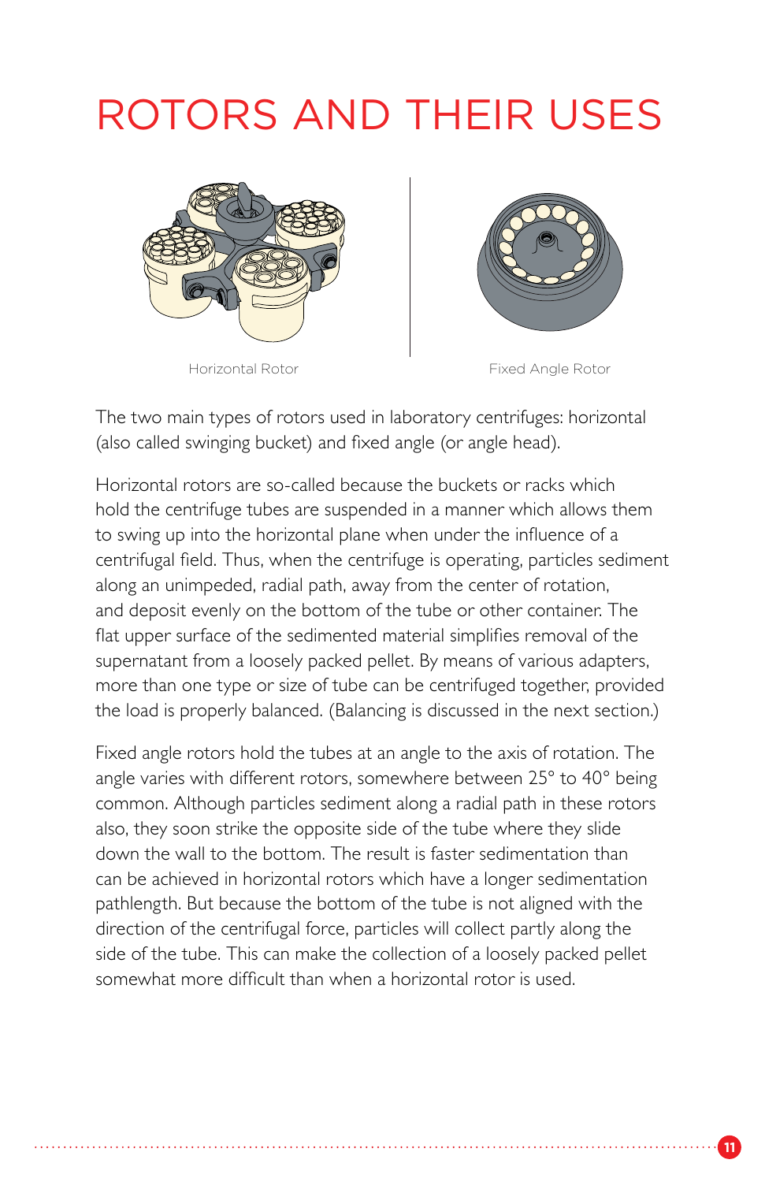# ROTORS AND THEIR USES

Horizontal Rotor

Fixed Angle Rotor

The two main types of rotors used in laboratory centrifuges: horizontal (also called swinging bucket) and fixed angle (or angle head).

Horizontal rotors are so-called because the buckets or racks which hold the centrifuge tubes are suspended in a manner which allows them to swing up into the horizontal plane when under the influence of a centrifugal field. Thus, when the centrifuge is operating, particles sediment along an unimpeded, radial path, away from the center of rotation, and deposit evenly on the bottom of the tube or other container. The flat upper surface of the sedimented material simplifies removal of the supernatant from a loosely packed pellet. By means of various adapters, more than one type or size of tube can be centrifuged together, provided the load is properly balanced. (Balancing is discussed in the next section.)

Fixed angle rotors hold the tubes at an angle to the axis of rotation. The angle varies with different rotors, somewhere between 25° to 40° being common. Although particles sediment along a radial path in these rotors also, they soon strike the opposite side of the tube where they slide down the wall to the bottom. The result is faster sedimentation than can be achieved in horizontal rotors which have a longer sedimentation pathlength. But because the bottom of the tube is not aligned with the direction of the centrifugal force, particles will collect partly along the side of the tube. This can make the collection of a loosely packed pellet somewhat more difficult than when a horizontal rotor is used.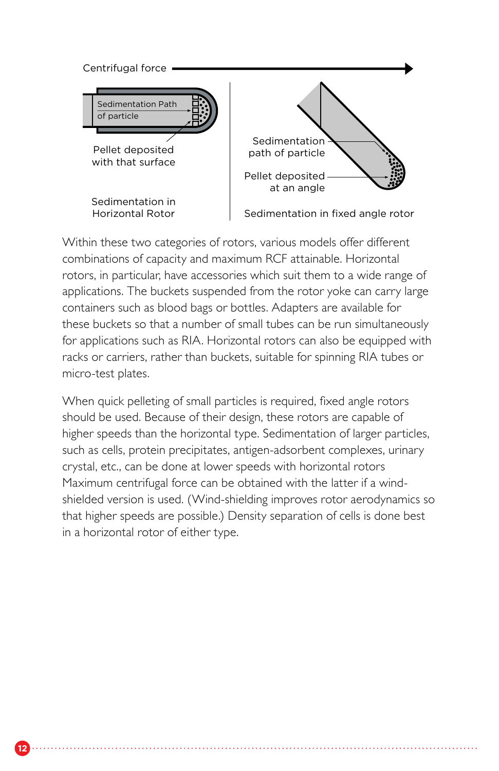Centrifugal force

Sedimentation Path of particle

Pellet deposited with that surface

Sedimentation in Horizontal Rotor

Sedimentation path of particle

Pellet deposited at an angle

Sedimentation in fixed angle rotor

Within these two categories of rotors, various models offer different combinations of capacity and maximum RCF attainable. Horizontal rotors, in particular, have accessories which suit them to a wide range of applications. The buckets suspended from the rotor yoke can carry large containers such as blood bags or bottles. Adapters are available for these buckets so that a number of small tubes can be run simultaneously for applications such as RIA. Horizontal rotors can also be equipped with racks or carriers, rather than buckets, suitable for spinning RIA tubes or micro-test plates.

When quick pelleting of small particles is required, fixed angle rotors should be used. Because of their design, these rotors are capable of higher speeds than the horizontal type. Sedimentation of larger particles, such as cells, protein precipitates, antigen-adsorbent complexes, urinary crystal, etc., can be done at lower speeds with horizontal rotors Maximum centrifugal force can be obtained with the latter if a wind-shielded version is used. (Wind-shielding improves rotor aerodynamics so that higher speeds are possible.) Density separation of cells is done best in a horizontal rotor of either type.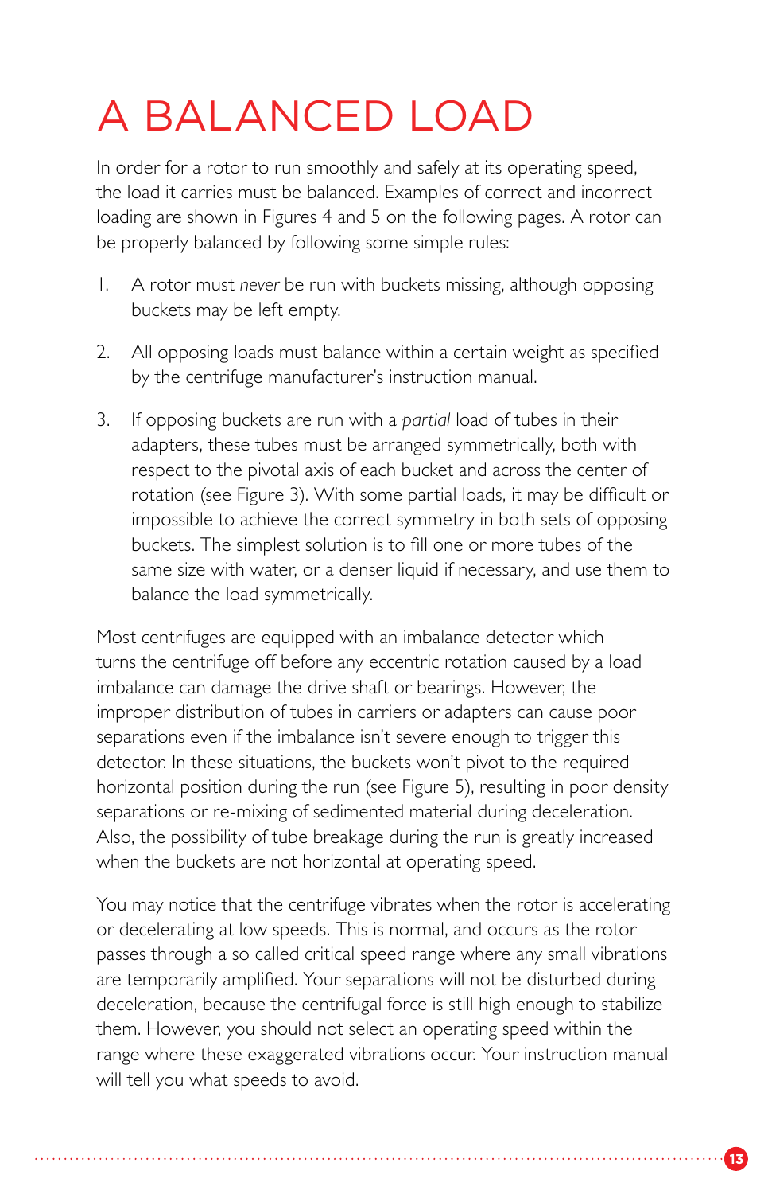# A BALANCED LOAD

In order for a rotor to run smoothly and safely at its operating speed, the load it carries must be balanced. Examples of correct and incorrect loading are shown in Figures 4 and 5 on the following pages. A rotor can be properly balanced by following some simple rules:

1. A rotor must *never* be run with buckets missing, although opposing buckets may be left empty.

2. All opposing loads must balance within a certain weight as specified by the centrifuge manufacturer's instruction manual.

3. If opposing buckets are run with a *partial* load of tubes in their adapters, these tubes must be arranged symmetrically, both with respect to the pivotal axis of each bucket and across the center of rotation (see Figure 3). With some partial loads, it may be difficult or impossible to achieve the correct symmetry in both sets of opposing buckets. The simplest solution is to fill one or more tubes of the same size with water, or a denser liquid if necessary, and use them to balance the load symmetrically.

Most centrifuges are equipped with an imbalance detector which turns the centrifuge off before any eccentric rotation caused by a load imbalance can damage the drive shaft or bearings. However, the improper distribution of tubes in carriers or adapters can cause poor separations even if the imbalance isn't severe enough to trigger this detector. In these situations, the buckets won't pivot to the required horizontal position during the run (see Figure 5), resulting in poor density separations or re-mixing of sedimented material during deceleration. Also, the possibility of tube breakage during the run is greatly increased when the buckets are not horizontal at operating speed.

You may notice that the centrifuge vibrates when the rotor is accelerating or decelerating at low speeds. This is normal, and occurs as the rotor passes through a so called critical speed range where any small vibrations are temporarily amplified. Your separations will not be disturbed during deceleration, because the centrifugal force is still high enough to stabilize them. However, you should not select an operating speed within the range where these exaggerated vibrations occur. Your instruction manual will tell you what speeds to avoid.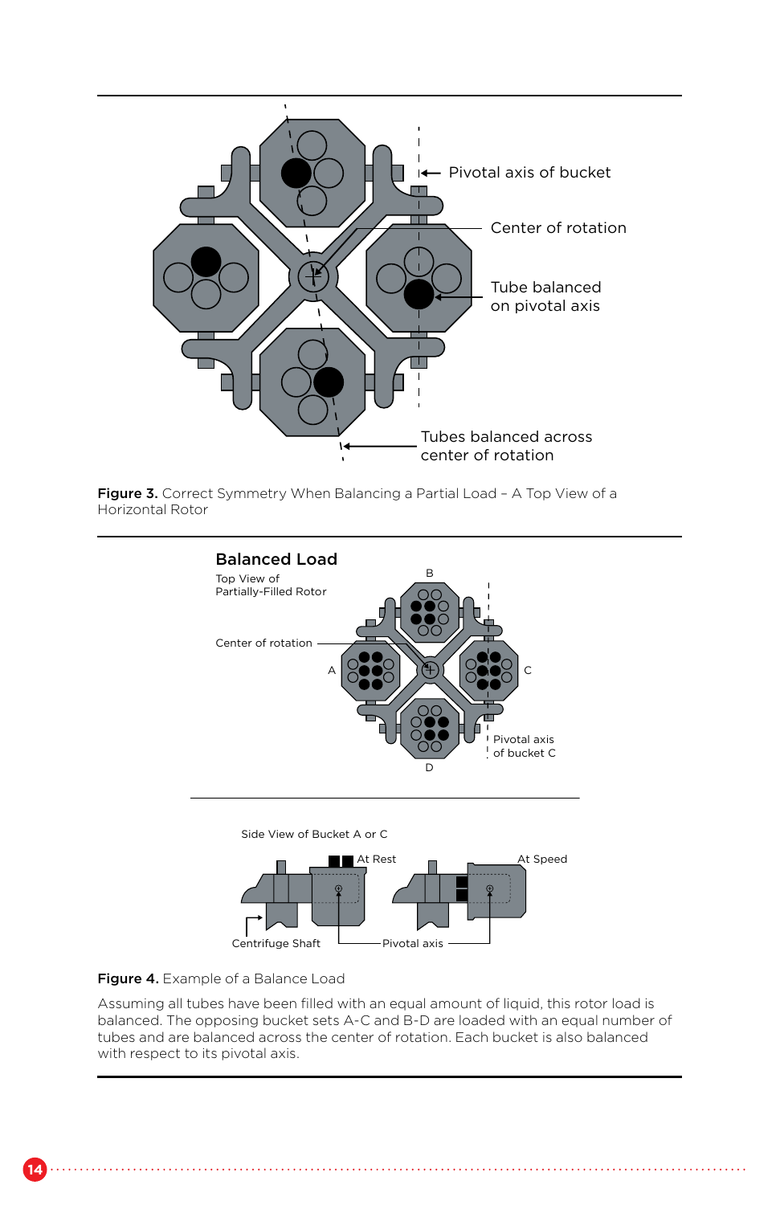**Figure 3.** Correct Symmetry When Balancing a Partial Load – A Top View of a Horizontal Rotor

**Figure 4.** Example of a Balance Load

Assuming all tubes have been filled with an equal amount of liquid, this rotor load is balanced. The opposing bucket sets A-C and B-D are loaded with an equal number of tubes and are balanced across the center of rotation. Each bucket is also balanced with respect to its pivotal axis.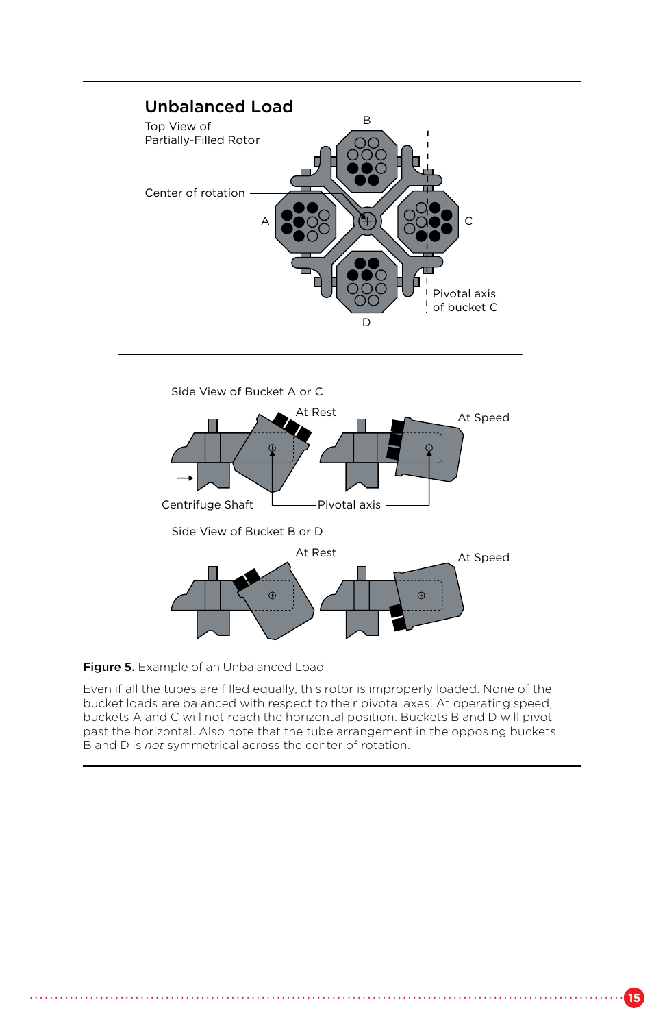## Unbalanced Load

Top View of Partially-Filled Rotor

Center of rotation

Pivotal axis of bucket C

Side View of Bucket A or C

At Rest

At Speed

Centrifuge Shaft

Pivotal axis

Side View of Bucket B or D

At Rest

At Speed

**Figure 5.** Example of an Unbalanced Load

Even if all the tubes are filled equally, this rotor is improperly loaded. None of the bucket loads are balanced with respect to their pivotal axes. At operating speed, buckets A and C will not reach the horizontal position. Buckets B and D will pivot past the horizontal. Also note that the tube arrangement in the opposing buckets B and D is *not* symmetrical across the center of rotation.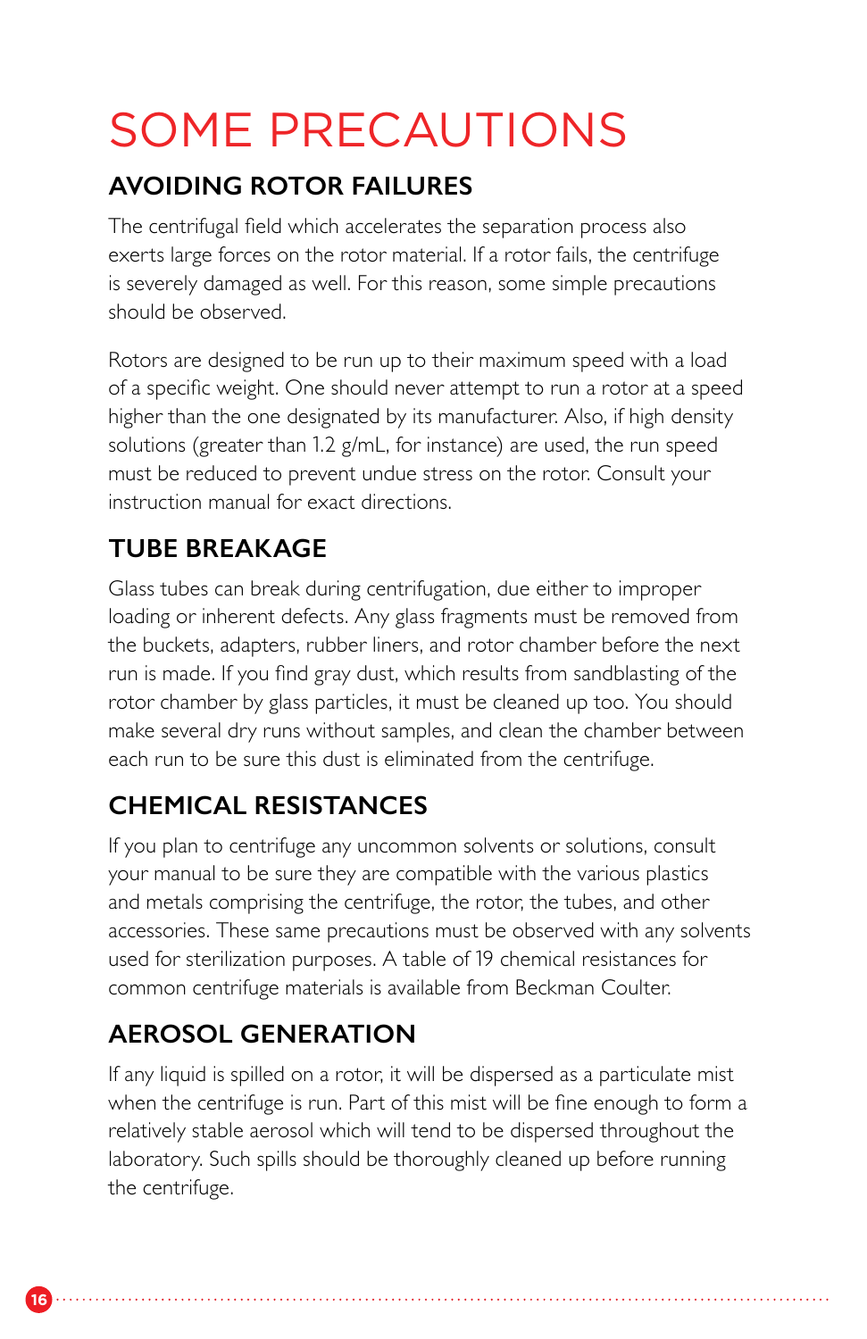# SOME PRECAUTIONS

## AVOIDING ROTOR FAILURES

The centrifugal field which accelerates the separation process also exerts large forces on the rotor material. If a rotor fails, the centrifuge is severely damaged as well. For this reason, some simple precautions should be observed.

Rotors are designed to be run up to their maximum speed with a load of a specific weight. One should never attempt to run a rotor at a speed higher than the one designated by its manufacturer. Also, if high density solutions (greater than 1.2 g/mL, for instance) are used, the run speed must be reduced to prevent undue stress on the rotor. Consult your instruction manual for exact directions.

## TUBE BREAKAGE

Glass tubes can break during centrifugation, due either to improper loading or inherent defects. Any glass fragments must be removed from the buckets, adapters, rubber liners, and rotor chamber before the next run is made. If you find gray dust, which results from sandblasting of the rotor chamber by glass particles, it must be cleaned up too. You should make several dry runs without samples, and clean the chamber between each run to be sure this dust is eliminated from the centrifuge.

## CHEMICAL RESISTANCES

If you plan to centrifuge any uncommon solvents or solutions, consult your manual to be sure they are compatible with the various plastics and metals comprising the centrifuge, the rotor, the tubes, and other accessories. These same precautions must be observed with any solvents used for sterilization purposes. A table of 19 chemical resistances for common centrifuge materials is available from Beckman Coulter.

## AEROSOL GENERATION

If any liquid is spilled on a rotor, it will be dispersed as a particulate mist when the centrifuge is run. Part of this mist will be fine enough to form a relatively stable aerosol which will tend to be dispersed throughout the laboratory. Such spills should be thoroughly cleaned up before running the centrifuge.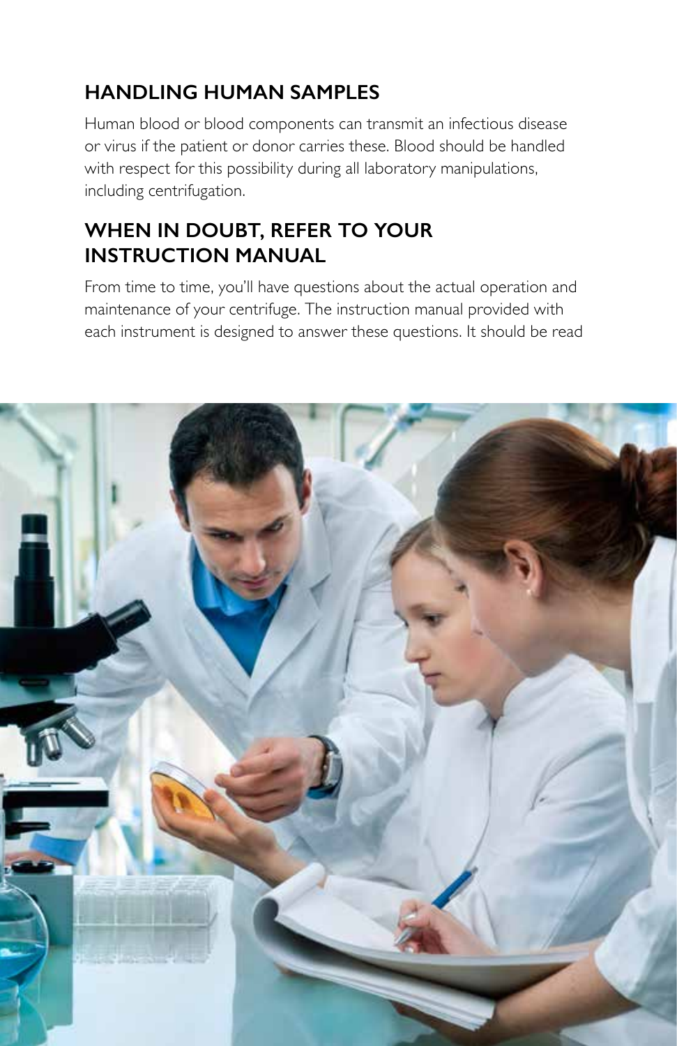## HANDLING HUMAN SAMPLES

Human blood or blood components can transmit an infectious disease or virus if the patient or donor carries these. Blood should be handled with respect for this possibility during all laboratory manipulations, including centrifugation.

## WHEN IN DOUBT, REFER TO YOUR INSTRUCTION MANUAL

From time to time, you'll have questions about the actual operation and maintenance of your centrifuge. The instruction manual provided with each instrument is designed to answer these questions. It should be read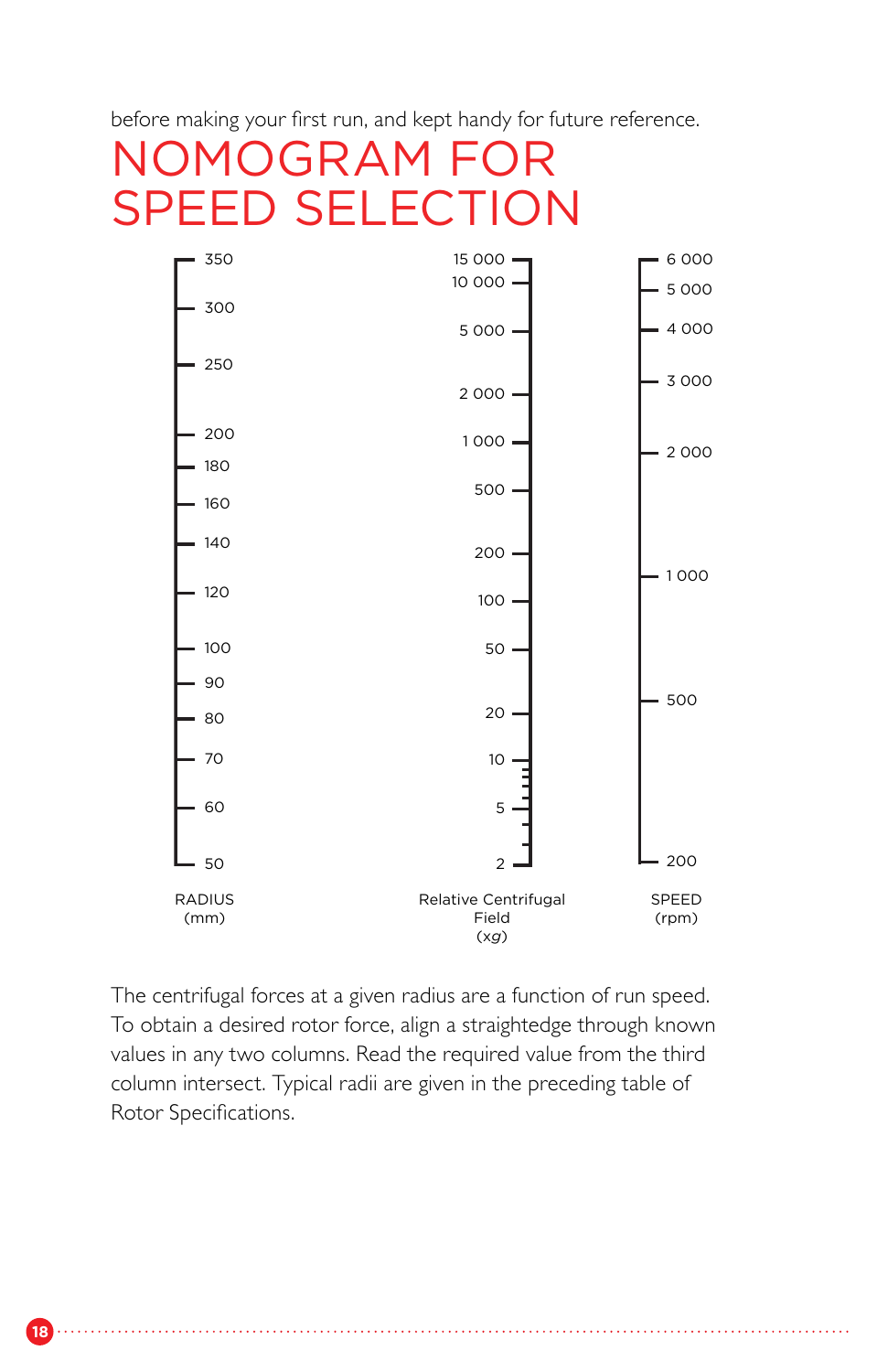before making your first run, and kept handy for future reference.

# NOMOGRAM FOR SPEED SELECTION

| RADIUS (mm) | Relative Centrifugal Field (x*g*) | SPEED (rpm) |
|---|---|---|
| 350 | 15 000 | 6 000 |
| 300 | 10 000 | 5 000 |
| 250 | 5 000 | 4 000 |
| 200 | 2 000 | 3 000 |
| 180 | 1 000 | 2 000 |
| 160 | 500 | 1 000 |
| 140 | 200 | 500 |
| 120 | 100 | 200 |
| 100 | 50 | |
| 90 | 20 | |
| 80 | 10 | |
| 70 | 5 | |
| 60 | 2 | |
| 50 | | |

The centrifugal forces at a given radius are a function of run speed. To obtain a desired rotor force, align a straightedge through known values in any two columns. Read the required value from the third column intersect. Typical radii are given in the preceding table of Rotor Specifications.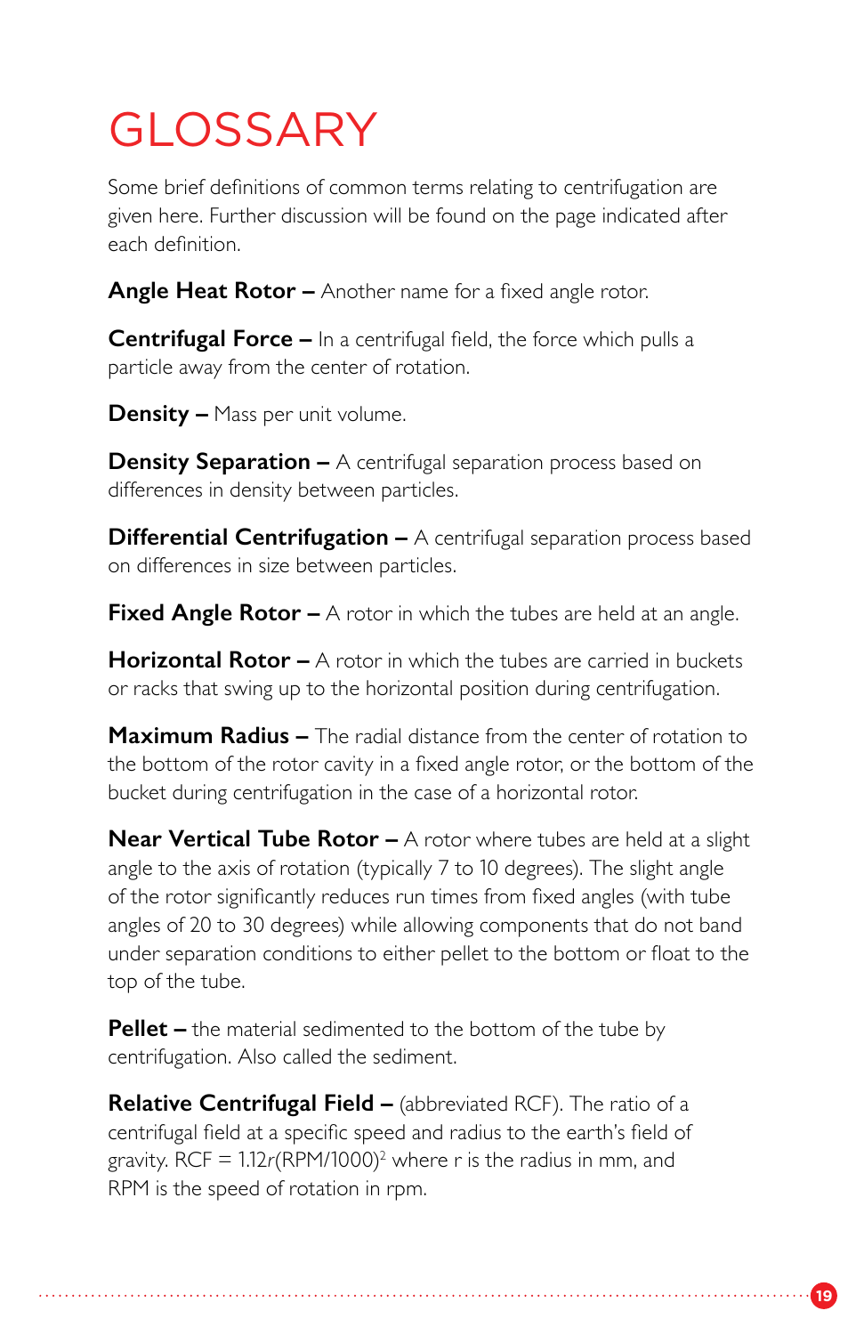# GLOSSARY

Some brief definitions of common terms relating to centrifugation are given here. Further discussion will be found on the page indicated after each definition.

**Angle Heat Rotor –** Another name for a fixed angle rotor.

**Centrifugal Force –** In a centrifugal field, the force which pulls a particle away from the center of rotation.

**Density –** Mass per unit volume.

**Density Separation –** A centrifugal separation process based on differences in density between particles.

**Differential Centrifugation –** A centrifugal separation process based on differences in size between particles.

**Fixed Angle Rotor –** A rotor in which the tubes are held at an angle.

**Horizontal Rotor –** A rotor in which the tubes are carried in buckets or racks that swing up to the horizontal position during centrifugation.

**Maximum Radius –** The radial distance from the center of rotation to the bottom of the rotor cavity in a fixed angle rotor, or the bottom of the bucket during centrifugation in the case of a horizontal rotor.

**Near Vertical Tube Rotor –** A rotor where tubes are held at a slight angle to the axis of rotation (typically 7 to 10 degrees). The slight angle of the rotor significantly reduces run times from fixed angles (with tube angles of 20 to 30 degrees) while allowing components that do not band under separation conditions to either pellet to the bottom or float to the top of the tube.

**Pellet –** the material sedimented to the bottom of the tube by centrifugation. Also called the sediment.

**Relative Centrifugal Field –** (abbreviated RCF). The ratio of a centrifugal field at a specific speed and radius to the earth's field of gravity. $RCF = 1.12r(RPM/1000)^2$ where r is the radius in mm, and RPM is the speed of rotation in rpm.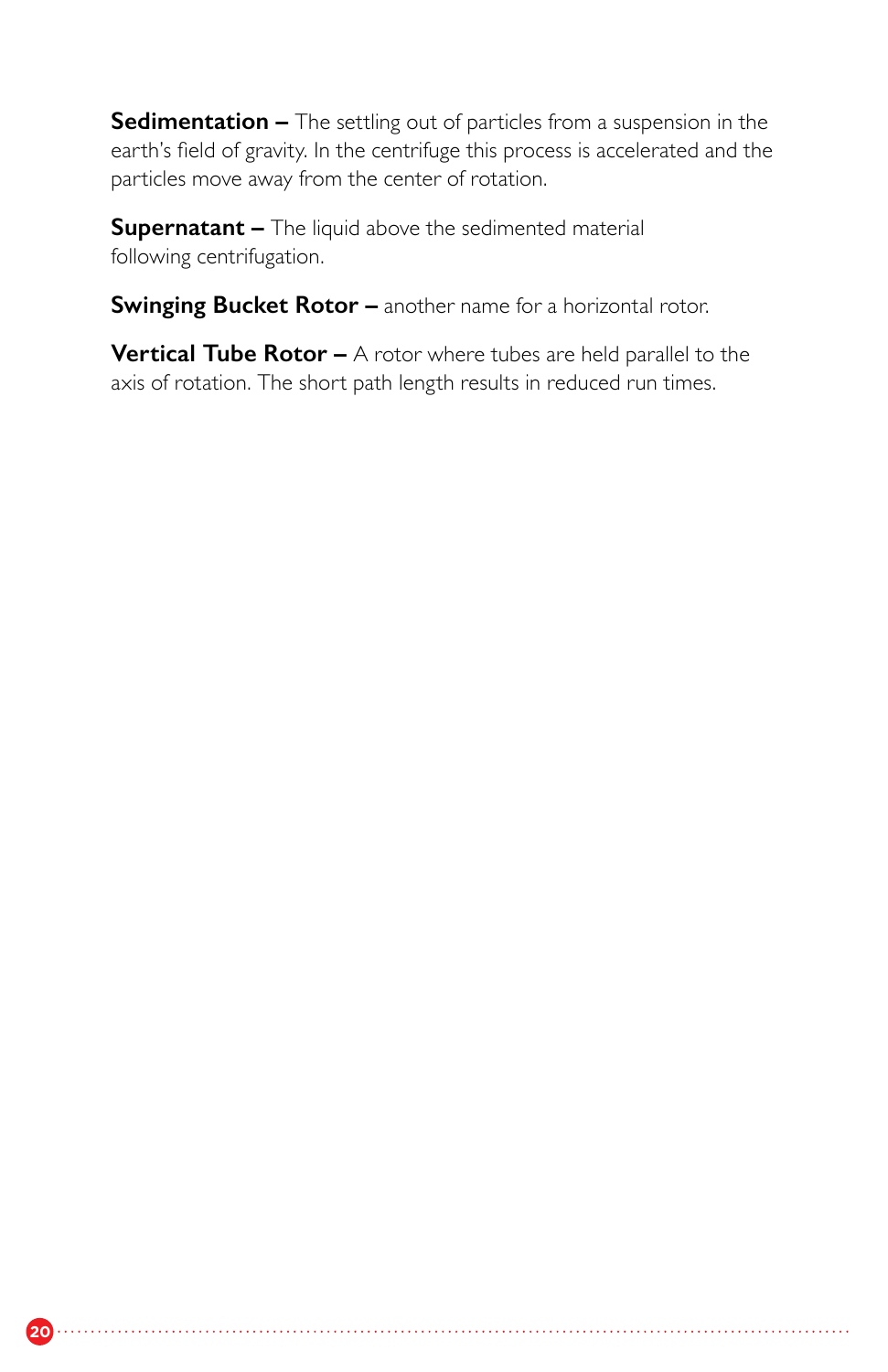**Sedimentation –** The settling out of particles from a suspension in the earth's field of gravity. In the centrifuge this process is accelerated and the particles move away from the center of rotation.

**Supernatant –** The liquid above the sedimented material following centrifugation.

**Swinging Bucket Rotor –** another name for a horizontal rotor.

**Vertical Tube Rotor –** A rotor where tubes are held parallel to the axis of rotation. The short path length results in reduced run times.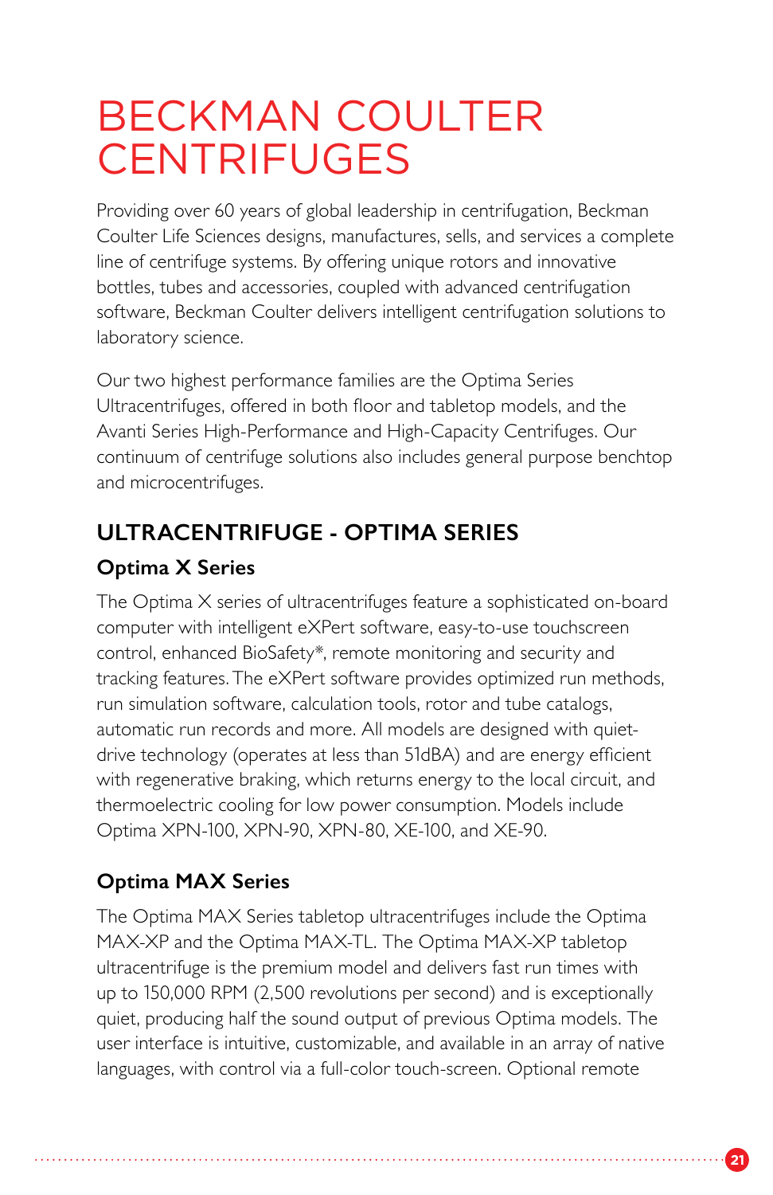# BECKMAN COULTER CENTRIFUGES

Providing over 60 years of global leadership in centrifugation, Beckman Coulter Life Sciences designs, manufactures, sells, and services a complete line of centrifuge systems. By offering unique rotors and innovative bottles, tubes and accessories, coupled with advanced centrifugation software, Beckman Coulter delivers intelligent centrifugation solutions to laboratory science.

Our two highest performance families are the Optima Series Ultracentrifuges, offered in both floor and tabletop models, and the Avanti Series High-Performance and High-Capacity Centrifuges. Our continuum of centrifuge solutions also includes general purpose benchtop and microcentrifuges.

## ULTRACENTRIFUGE - OPTIMA SERIES

### Optima X Series

The Optima X series of ultracentrifuges feature a sophisticated on-board computer with intelligent eXPert software, easy-to-use touchscreen control, enhanced BioSafety*, remote monitoring and security and tracking features. The eXPert software provides optimized run methods, run simulation software, calculation tools, rotor and tube catalogs, automatic run records and more. All models are designed with quiet-drive technology (operates at less than 51dBA) and are energy efficient with regenerative braking, which returns energy to the local circuit, and thermoelectric cooling for low power consumption. Models include Optima XPN-100, XPN-90, XPN-80, XE-100, and XE-90.

### Optima MAX Series

The Optima MAX Series tabletop ultracentrifuges include the Optima MAX-XP and the Optima MAX-TL. The Optima MAX-XP tabletop ultracentrifuge is the premium model and delivers fast run times with up to 150,000 RPM (2,500 revolutions per second) and is exceptionally quiet, producing half the sound output of previous Optima models. The user interface is intuitive, customizable, and available in an array of native languages, with control via a full-color touch-screen. Optional remote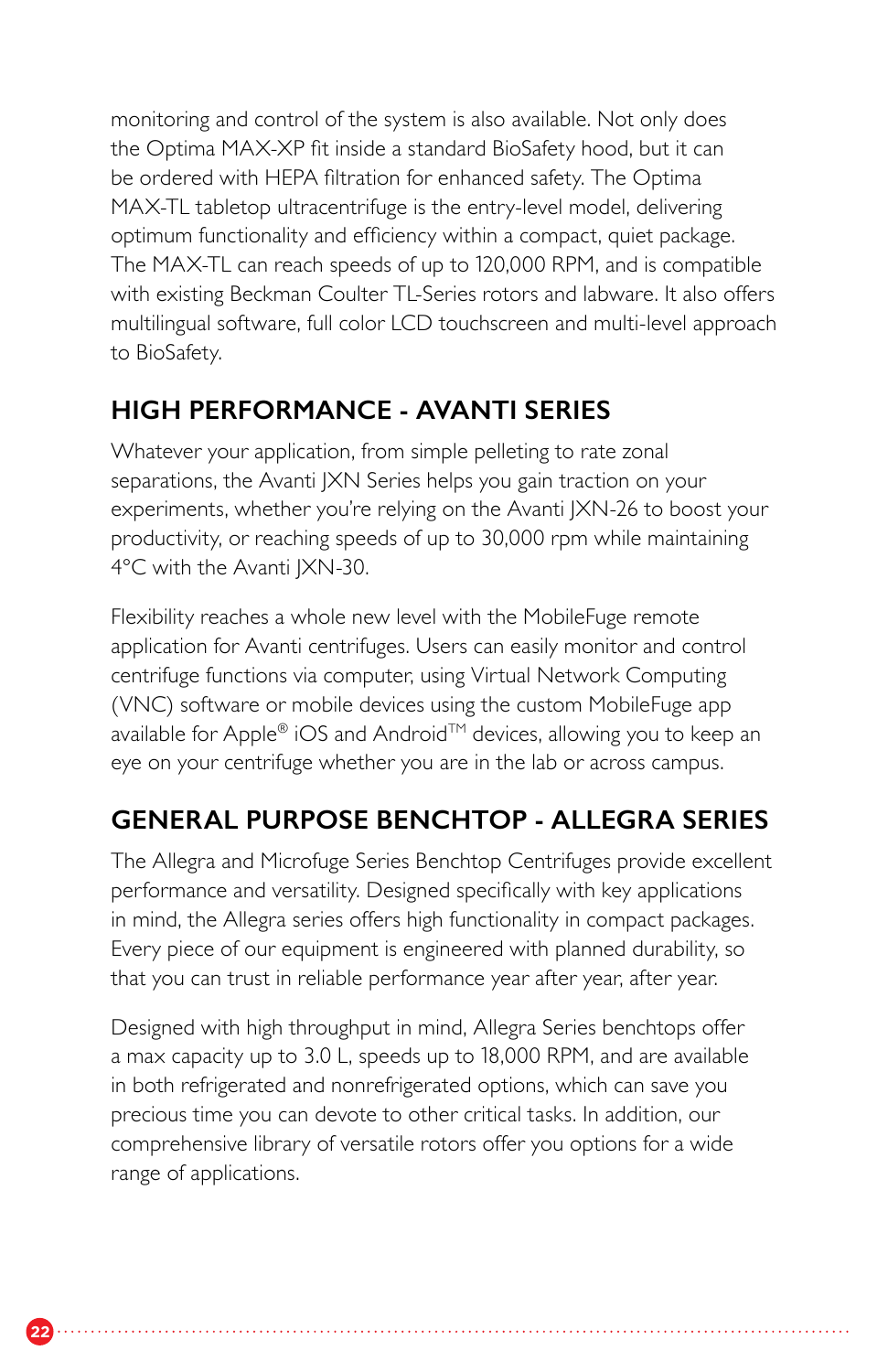monitoring and control of the system is also available. Not only does the Optima MAX-XP fit inside a standard BioSafety hood, but it can be ordered with HEPA filtration for enhanced safety. The Optima MAX-TL tabletop ultracentrifuge is the entry-level model, delivering optimum functionality and efficiency within a compact, quiet package. The MAX-TL can reach speeds of up to 120,000 RPM, and is compatible with existing Beckman Coulter TL-Series rotors and labware. It also offers multilingual software, full color LCD touchscreen and multi-level approach to BioSafety.

## HIGH PERFORMANCE - AVANTI SERIES

Whatever your application, from simple pelleting to rate zonal separations, the Avanti JXN Series helps you gain traction on your experiments, whether you're relying on the Avanti JXN-26 to boost your productivity, or reaching speeds of up to 30,000 rpm while maintaining 4°C with the Avanti JXN-30.

Flexibility reaches a whole new level with the MobileFuge remote application for Avanti centrifuges. Users can easily monitor and control centrifuge functions via computer, using Virtual Network Computing (VNC) software or mobile devices using the custom MobileFuge app available for Apple® iOS and Android™ devices, allowing you to keep an eye on your centrifuge whether you are in the lab or across campus.

## GENERAL PURPOSE BENCHTOP - ALLEGRA SERIES

The Allegra and Microfuge Series Benchtop Centrifuges provide excellent performance and versatility. Designed specifically with key applications in mind, the Allegra series offers high functionality in compact packages. Every piece of our equipment is engineered with planned durability, so that you can trust in reliable performance year after year, after year.

Designed with high throughput in mind, Allegra Series benchtops offer a max capacity up to 3.0 L, speeds up to 18,000 RPM, and are available in both refrigerated and nonrefrigerated options, which can save you precious time you can devote to other critical tasks. In addition, our comprehensive library of versatile rotors offer you options for a wide range of applications.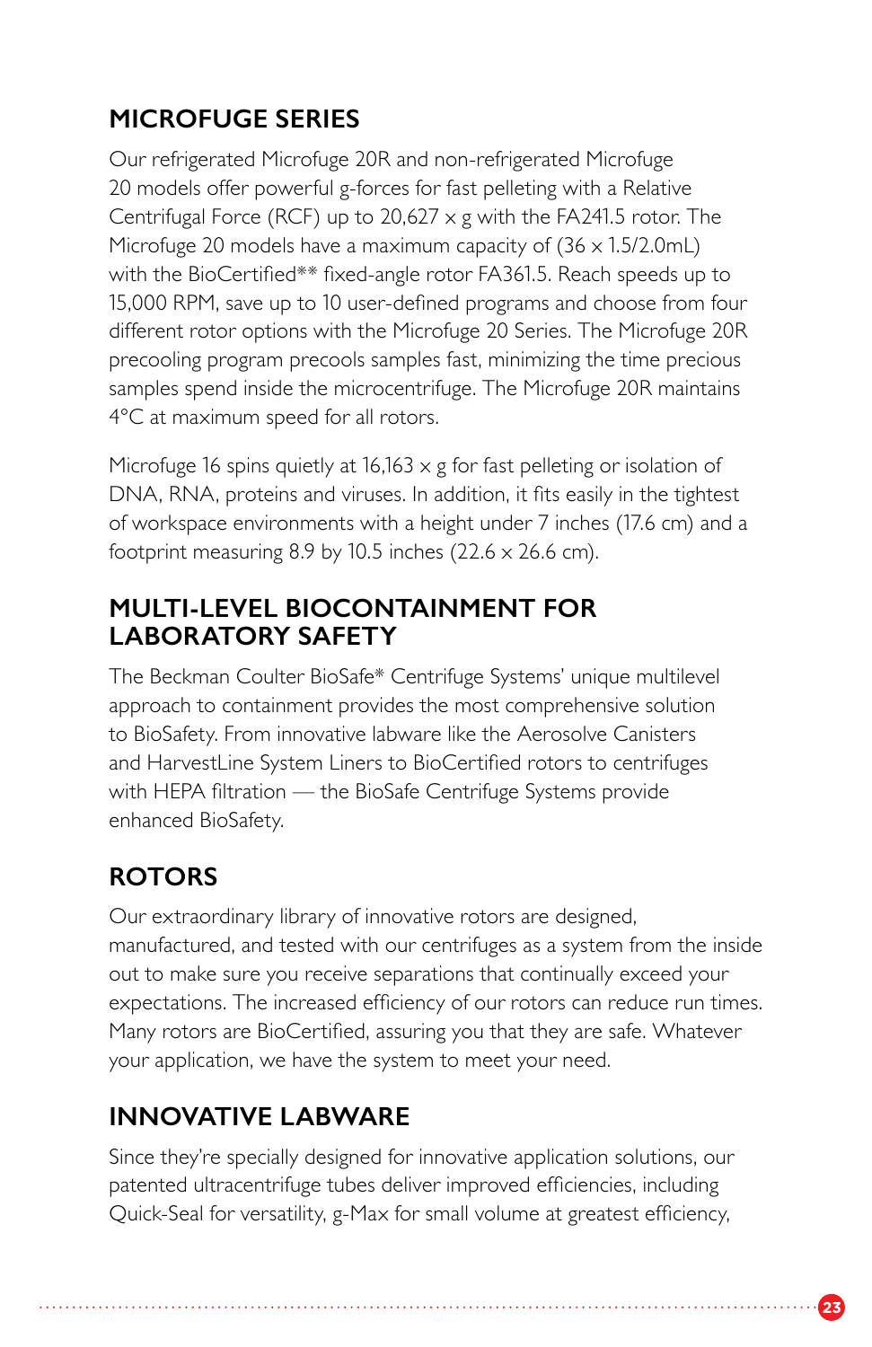## MICROFUGE SERIES

Our refrigerated Microfuge 20R and non-refrigerated Microfuge 20 models offer powerful g-forces for fast pelleting with a Relative Centrifugal Force (RCF) up to 20,627 × g with the FA241.5 rotor. The Microfuge 20 models have a maximum capacity of (36 × 1.5/2.0mL) with the BioCertified** fixed-angle rotor FA361.5. Reach speeds up to 15,000 RPM, save up to 10 user-defined programs and choose from four different rotor options with the Microfuge 20 Series. The Microfuge 20R precooling program precools samples fast, minimizing the time precious samples spend inside the microcentrifuge. The Microfuge 20R maintains 4°C at maximum speed for all rotors.

Microfuge 16 spins quietly at 16,163 × g for fast pelleting or isolation of DNA, RNA, proteins and viruses. In addition, it fits easily in the tightest of workspace environments with a height under 7 inches (17.6 cm) and a footprint measuring 8.9 by 10.5 inches (22.6 × 26.6 cm).

## MULTI-LEVEL BIOCONTAINMENT FOR LABORATORY SAFETY

The Beckman Coulter BioSafe* Centrifuge Systems' unique multilevel approach to containment provides the most comprehensive solution to BioSafety. From innovative labware like the Aerosolve Canisters and HarvestLine System Liners to BioCertified rotors to centrifuges with HEPA filtration — the BioSafe Centrifuge Systems provide enhanced BioSafety.

## ROTORS

Our extraordinary library of innovative rotors are designed, manufactured, and tested with our centrifuges as a system from the inside out to make sure you receive separations that continually exceed your expectations. The increased efficiency of our rotors can reduce run times. Many rotors are BioCertified, assuring you that they are safe. Whatever your application, we have the system to meet your need.

## INNOVATIVE LABWARE

Since they're specially designed for innovative application solutions, our patented ultracentrifuge tubes deliver improved efficiencies, including Quick-Seal for versatility, g-Max for small volume at greatest efficiency,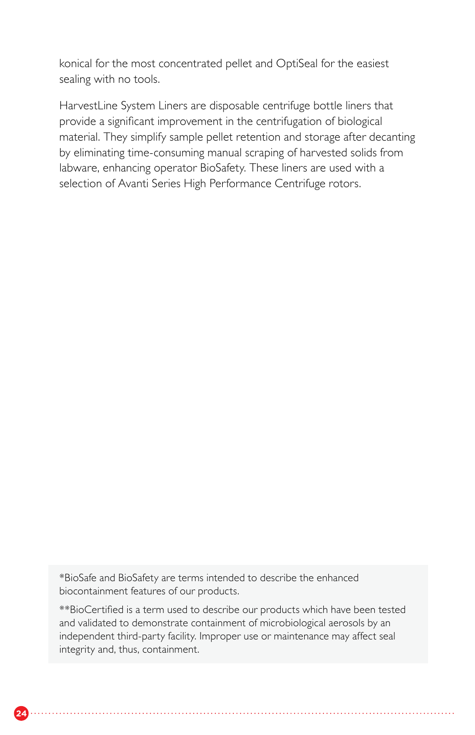konical for the most concentrated pellet and OptiSeal for the easiest sealing with no tools.

HarvestLine System Liners are disposable centrifuge bottle liners that provide a significant improvement in the centrifugation of biological material. They simplify sample pellet retention and storage after decanting by eliminating time-consuming manual scraping of harvested solids from labware, enhancing operator BioSafety. These liners are used with a selection of Avanti Series High Performance Centrifuge rotors.

*BioSafe and BioSafety are terms intended to describe the enhanced biocontainment features of our products.

**BioCertified is a term used to describe our products which have been tested and validated to demonstrate containment of microbiological aerosols by an independent third-party facility. Improper use or maintenance may affect seal integrity and, thus, containment.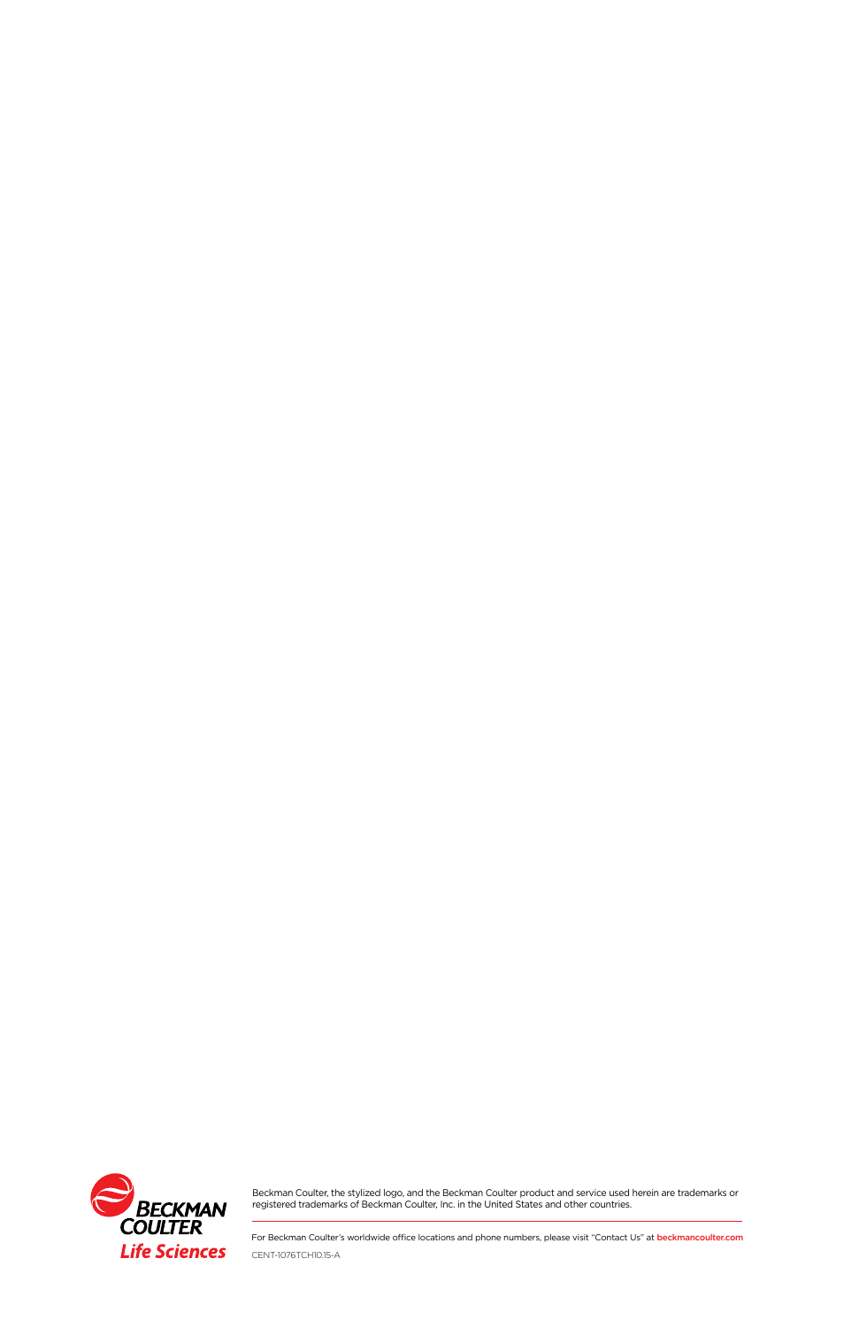Beckman Coulter, the stylized logo, and the Beckman Coulter product and service used herein are trademarks or registered trademarks of Beckman Coulter, Inc. in the United States and other countries.

For Beckman Coulter's worldwide office locations and phone numbers, please visit "Contact Us" at **beckmancoulter.com**

CENT-1076TCH10.15-A